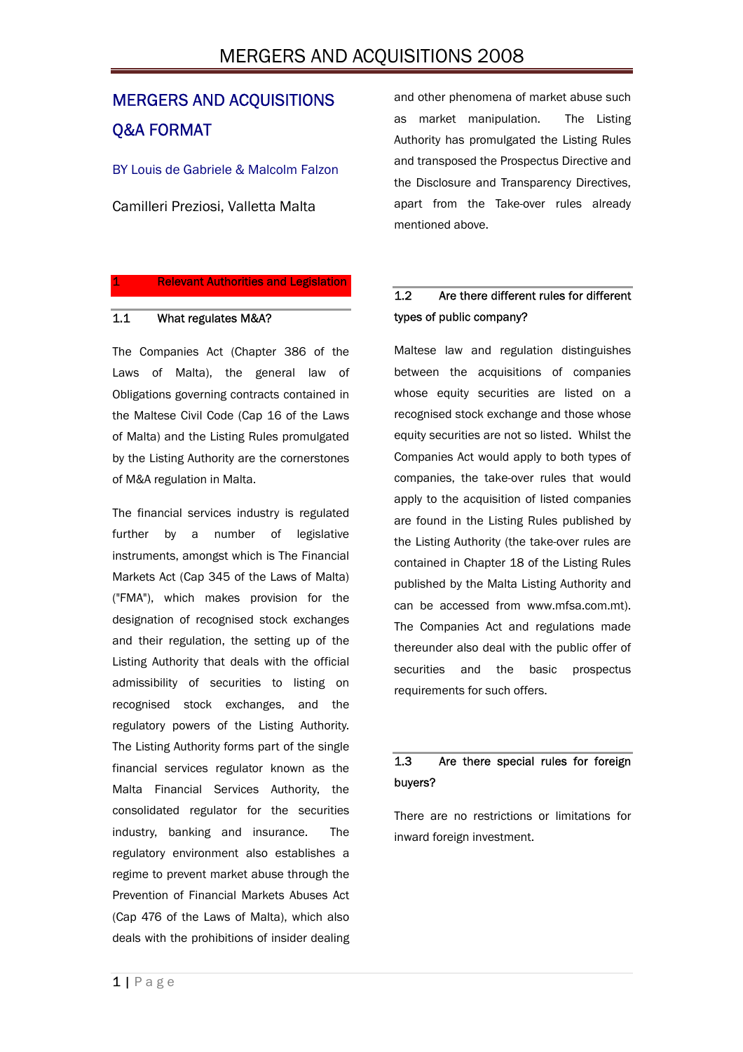# MERGERS AND ACQUISITIONS Q&A FORMAT

BY Louis de Gabriele & Malcolm Falzon

Camilleri Preziosi, Valletta Malta

## 1 Relevant Authorities and Legislation

### 1.1 What regulates M&A?

The Companies Act (Chapter 386 of the Laws of Malta), the general law of Obligations governing contracts contained in the Maltese Civil Code (Cap 16 of the Laws of Malta) and the Listing Rules promulgated by the Listing Authority are the cornerstones of M&A regulation in Malta.

The financial services industry is regulated further by a number of legislative instruments, amongst which is The Financial Markets Act (Cap 345 of the Laws of Malta) ("FMA"), which makes provision for the designation of recognised stock exchanges and their regulation, the setting up of the Listing Authority that deals with the official admissibility of securities to listing on recognised stock exchanges, and the regulatory powers of the Listing Authority. The Listing Authority forms part of the single financial services regulator known as the Malta Financial Services Authority, the consolidated regulator for the securities industry, banking and insurance. The regulatory environment also establishes a regime to prevent market abuse through the Prevention of Financial Markets Abuses Act (Cap 476 of the Laws of Malta), which also deals with the prohibitions of insider dealing and other phenomena of market abuse such as market manipulation. The Listing Authority has promulgated the Listing Rules and transposed the Prospectus Directive and the Disclosure and Transparency Directives, apart from the Take-over rules already mentioned above.

### 1.2 Are there different rules for different types of public company?

Maltese law and regulation distinguishes between the acquisitions of companies whose equity securities are listed on a recognised stock exchange and those whose equity securities are not so listed. Whilst the Companies Act would apply to both types of companies, the take-over rules that would apply to the acquisition of listed companies are found in the Listing Rules published by the Listing Authority (the take-over rules are contained in Chapter 18 of the Listing Rules published by the Malta Listing Authority and can be accessed from www.mfsa.com.mt). The Companies Act and regulations made thereunder also deal with the public offer of securities and the basic prospectus requirements for such offers.

### 1.3 Are there special rules for foreign buyers?

There are no restrictions or limitations for inward foreign investment.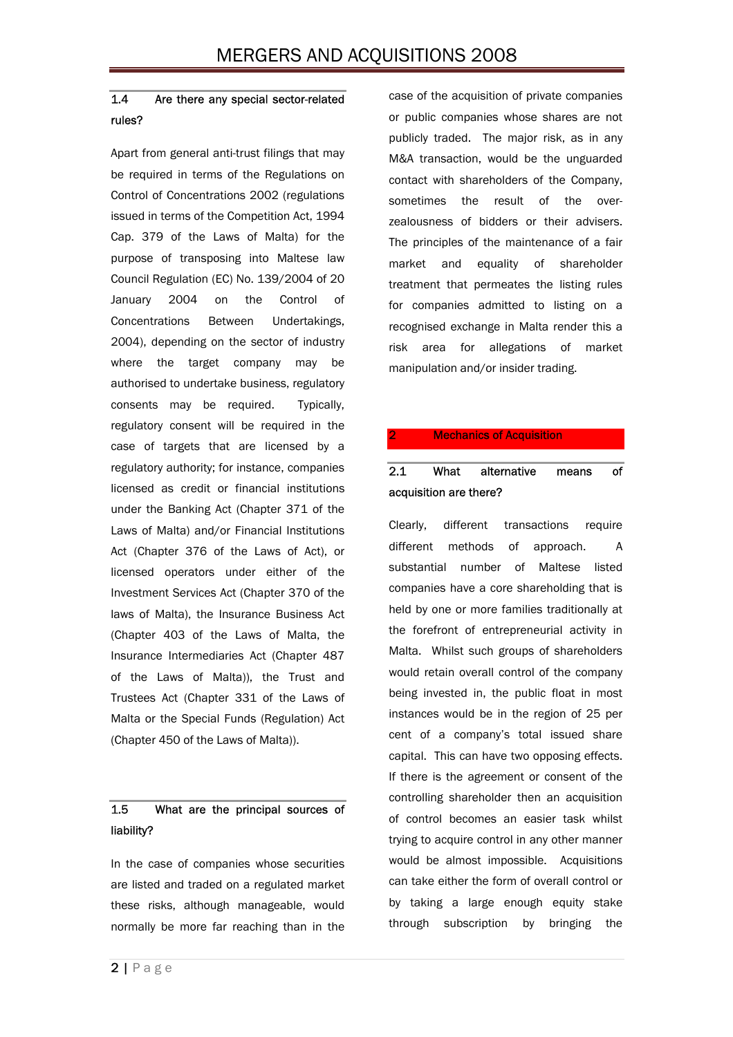### 1.4 Are there any special sector-related rules?

Apart from general anti-trust filings that may be required in terms of the Regulations on Control of Concentrations 2002 (regulations issued in terms of the Competition Act, 1994 Cap. 379 of the Laws of Malta) for the purpose of transposing into Maltese law Council Regulation (EC) No. 139/2004 of 20 January 2004 on the Control of Concentrations Between Undertakings, 2004), depending on the sector of industry where the target company may be authorised to undertake business, regulatory consents may be required. Typically, regulatory consent will be required in the case of targets that are licensed by a regulatory authority; for instance, companies licensed as credit or financial institutions under the Banking Act (Chapter 371 of the Laws of Malta) and/or Financial Institutions Act (Chapter 376 of the Laws of Act), or licensed operators under either of the Investment Services Act (Chapter 370 of the laws of Malta), the Insurance Business Act (Chapter 403 of the Laws of Malta, the Insurance Intermediaries Act (Chapter 487 of the Laws of Malta)), the Trust and Trustees Act (Chapter 331 of the Laws of Malta or the Special Funds (Regulation) Act (Chapter 450 of the Laws of Malta)).

### 1.5 What are the principal sources of liability?

In the case of companies whose securities are listed and traded on a regulated market these risks, although manageable, would normally be more far reaching than in the case of the acquisition of private companies or public companies whose shares are not publicly traded. The major risk, as in any M&A transaction, would be the unguarded contact with shareholders of the Company, sometimes the result of the over-zealousness of bidders or their advisers. The principles of the maintenance of a fair market and equality of shareholder treatment that permeates the listing rules for companies admitted to listing on a recognised exchange in Malta render this a risk area for allegations of market manipulation and/or insider trading.

## 2 Mechanics of Acquisition

### 2.1 What alternative means of acquisition are there?

Clearly, different transactions require different methods of approach. A substantial number of Maltese listed companies have a core shareholding that is held by one or more families traditionally at the forefront of entrepreneurial activity in Malta. Whilst such groups of shareholders would retain overall control of the company being invested in, the public float in most instances would be in the region of 25 per cent of a company's total issued share capital. This can have two opposing effects. If there is the agreement or consent of the controlling shareholder then an acquisition of control becomes an easier task whilst trying to acquire control in any other manner would be almost impossible. Acquisitions can take either the form of overall control or by taking a large enough equity stake through subscription by bringing the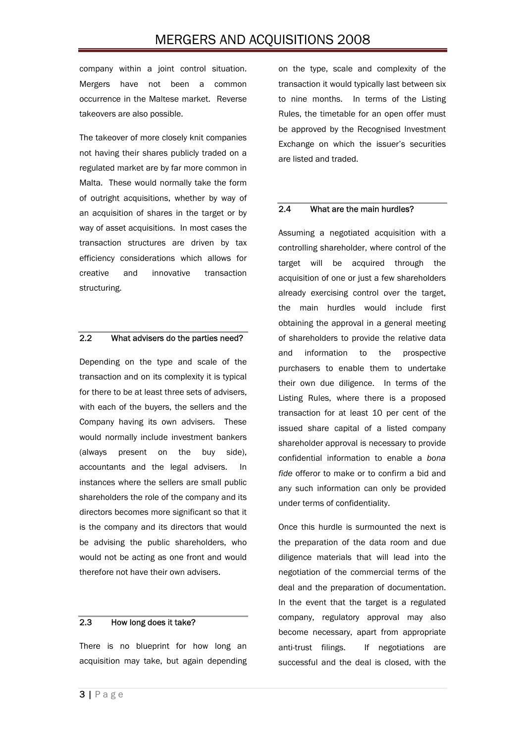company within a joint control situation. Mergers have not been a common occurrence in the Maltese market. Reverse takeovers are also possible.

The takeover of more closely knit companies not having their shares publicly traded on a regulated market are by far more common in Malta. These would normally take the form of outright acquisitions, whether by way of an acquisition of shares in the target or by way of asset acquisitions. In most cases the transaction structures are driven by tax efficiency considerations which allows for creative and innovative transaction structuring.

### 2.2 What advisers do the parties need?

Depending on the type and scale of the transaction and on its complexity it is typical for there to be at least three sets of advisers, with each of the buyers, the sellers and the Company having its own advisers. These would normally include investment bankers (always present on the buy side), accountants and the legal advisers. In instances where the sellers are small public shareholders the role of the company and its directors becomes more significant so that it is the company and its directors that would be advising the public shareholders, who would not be acting as one front and would therefore not have their own advisers.

### 2.3 How long does it take?

There is no blueprint for how long an acquisition may take, but again depending on the type, scale and complexity of the transaction it would typically last between six to nine months. In terms of the Listing Rules, the timetable for an open offer must be approved by the Recognised Investment Exchange on which the issuer's securities are listed and traded.

### 2.4 What are the main hurdles?

Assuming a negotiated acquisition with a controlling shareholder, where control of the target will be acquired through the acquisition of one or just a few shareholders already exercising control over the target, the main hurdles would include first obtaining the approval in a general meeting of shareholders to provide the relative data and information to the prospective purchasers to enable them to undertake their own due diligence. In terms of the Listing Rules, where there is a proposed transaction for at least 10 per cent of the issued share capital of a listed company shareholder approval is necessary to provide confidential information to enable a *bona fide* offeror to make or to confirm a bid and any such information can only be provided under terms of confidentiality.

Once this hurdle is surmounted the next is the preparation of the data room and due diligence materials that will lead into the negotiation of the commercial terms of the deal and the preparation of documentation. In the event that the target is a regulated company, regulatory approval may also become necessary, apart from appropriate anti-trust filings. If negotiations are successful and the deal is closed, with the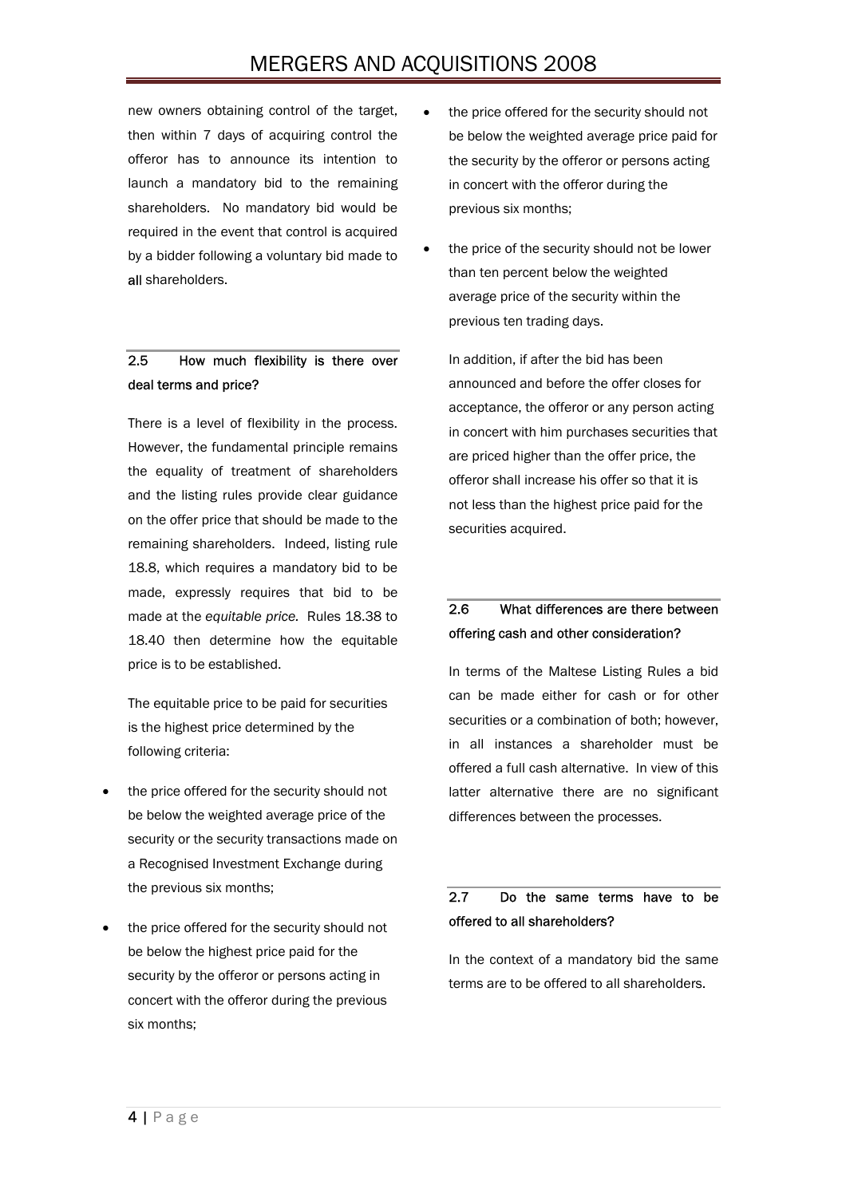new owners obtaining control of the target, then within 7 days of acquiring control the offeror has to announce its intention to launch a mandatory bid to the remaining shareholders. No mandatory bid would be required in the event that control is acquired by a bidder following a voluntary bid made to **all** shareholders.

### 2.5 How much flexibility is there over deal terms and price?

There is a level of flexibility in the process. However, the fundamental principle remains the equality of treatment of shareholders and the listing rules provide clear guidance on the offer price that should be made to the remaining shareholders. Indeed, listing rule 18.8, which requires a mandatory bid to be made, expressly requires that bid to be made at the *equitable price.* Rules 18.38 to 18.40 then determine how the equitable price is to be established.

The equitable price to be paid for securities is the highest price determined by the following criteria:

- the price offered for the security should not be below the weighted average price of the security or the security transactions made on a Recognised Investment Exchange during the previous six months;
- the price offered for the security should not be below the highest price paid for the security by the offeror or persons acting in concert with the offeror during the previous six months;
- the price offered for the security should not be below the weighted average price paid for the security by the offeror or persons acting in concert with the offeror during the previous six months;
- the price of the security should not be lower than ten percent below the weighted average price of the security within the previous ten trading days.

In addition, if after the bid has been announced and before the offer closes for acceptance, the offeror or any person acting in concert with him purchases securities that are priced higher than the offer price, the offeror shall increase his offer so that it is not less than the highest price paid for the securities acquired.

### 2.6 What differences are there between offering cash and other consideration?

In terms of the Maltese Listing Rules a bid can be made either for cash or for other securities or a combination of both; however, in all instances a shareholder must be offered a full cash alternative. In view of this latter alternative there are no significant differences between the processes.

### 2.7 Do the same terms have to be offered to all shareholders?

In the context of a mandatory bid the same terms are to be offered to all shareholders.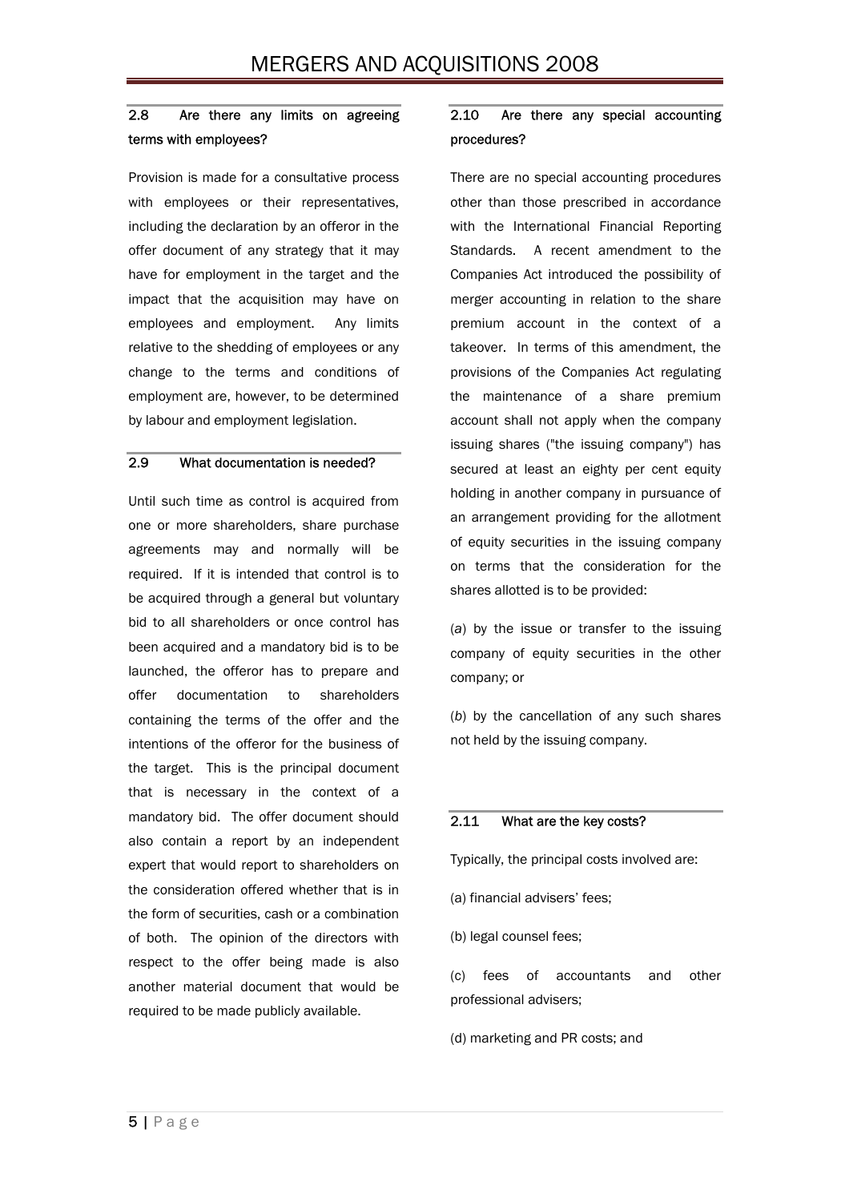### 2.8 Are there any limits on agreeing terms with employees?

Provision is made for a consultative process with employees or their representatives, including the declaration by an offeror in the offer document of any strategy that it may have for employment in the target and the impact that the acquisition may have on employees and employment. Any limits relative to the shedding of employees or any change to the terms and conditions of employment are, however, to be determined by labour and employment legislation.

### 2.9 What documentation is needed?

Until such time as control is acquired from one or more shareholders, share purchase agreements may and normally will be required. If it is intended that control is to be acquired through a general but voluntary bid to all shareholders or once control has been acquired and a mandatory bid is to be launched, the offeror has to prepare and offer documentation to shareholders containing the terms of the offer and the intentions of the offeror for the business of the target. This is the principal document that is necessary in the context of a mandatory bid. The offer document should also contain a report by an independent expert that would report to shareholders on the consideration offered whether that is in the form of securities, cash or a combination of both. The opinion of the directors with respect to the offer being made is also another material document that would be required to be made publicly available.

### 2.10 Are there any special accounting procedures?

There are no special accounting procedures other than those prescribed in accordance with the International Financial Reporting Standards. A recent amendment to the Companies Act introduced the possibility of merger accounting in relation to the share premium account in the context of a takeover. In terms of this amendment, the provisions of the Companies Act regulating the maintenance of a share premium account shall not apply when the company issuing shares ("the issuing company") has secured at least an eighty per cent equity holding in another company in pursuance of an arrangement providing for the allotment of equity securities in the issuing company on terms that the consideration for the shares allotted is to be provided:

(*a*) by the issue or transfer to the issuing company of equity securities in the other company; or

(*b*) by the cancellation of any such shares not held by the issuing company.

### 2.11 What are the key costs?

Typically, the principal costs involved are:

(a) financial advisers' fees;

(b) legal counsel fees;

(c) fees of accountants and other professional advisers;

(d) marketing and PR costs; and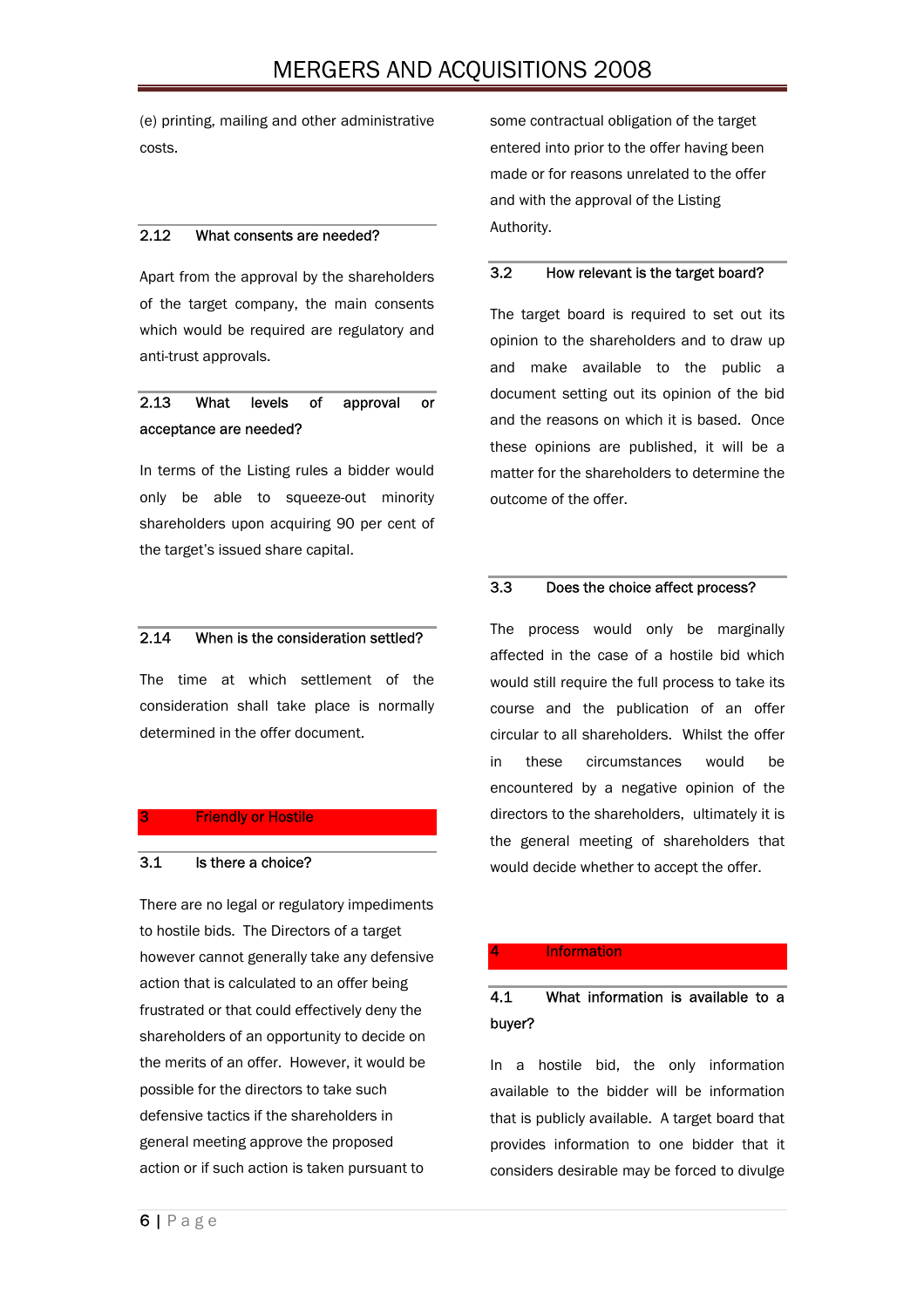(e) printing, mailing and other administrative costs.

### 2.12 What consents are needed?

Apart from the approval by the shareholders of the target company, the main consents which would be required are regulatory and anti-trust approvals.

### 2.13 What levels of approval or acceptance are needed?

In terms of the Listing rules a bidder would only be able to squeeze-out minority shareholders upon acquiring 90 per cent of the target's issued share capital.

### 2.14 When is the consideration settled?

The time at which settlement of the consideration shall take place is normally determined in the offer document.

## 3 Friendly or Hostile

### 3.1 Is there a choice?

There are no legal or regulatory impediments to hostile bids. The Directors of a target however cannot generally take any defensive action that is calculated to an offer being frustrated or that could effectively deny the shareholders of an opportunity to decide on the merits of an offer. However, it would be possible for the directors to take such defensive tactics if the shareholders in general meeting approve the proposed action or if such action is taken pursuant to some contractual obligation of the target entered into prior to the offer having been made or for reasons unrelated to the offer and with the approval of the Listing Authority.

### 3.2 How relevant is the target board?

The target board is required to set out its opinion to the shareholders and to draw up and make available to the public a document setting out its opinion of the bid and the reasons on which it is based. Once these opinions are published, it will be a matter for the shareholders to determine the outcome of the offer.

### 3.3 Does the choice affect process?

The process would only be marginally affected in the case of a hostile bid which would still require the full process to take its course and the publication of an offer circular to all shareholders. Whilst the offer in these circumstances would be encountered by a negative opinion of the directors to the shareholders, ultimately it is the general meeting of shareholders that would decide whether to accept the offer.

## 4 Information

### 4.1 What information is available to a buyer?

In a hostile bid, the only information available to the bidder will be information that is publicly available. A target board that provides information to one bidder that it considers desirable may be forced to divulge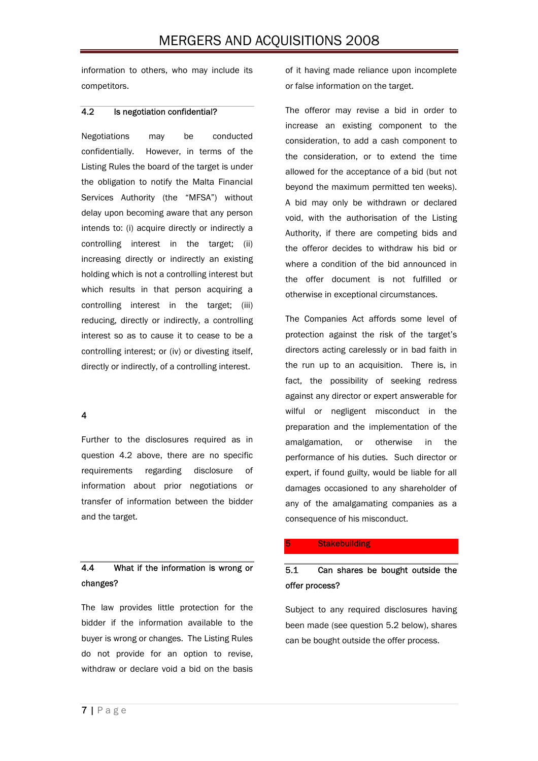information to others, who may include its competitors.

### 4.2 Is negotiation confidential?

Negotiations may be conducted confidentially. However, in terms of the Listing Rules the board of the target is under the obligation to notify the Malta Financial Services Authority (the "MFSA") without delay upon becoming aware that any person intends to: (i) acquire directly or indirectly a controlling interest in the target; (ii) increasing directly or indirectly an existing holding which is not a controlling interest but which results in that person acquiring a controlling interest in the target; (iii) reducing, directly or indirectly, a controlling interest so as to cause it to cease to be a controlling interest; or (iv) or divesting itself, directly or indirectly, of a controlling interest.

4

Further to the disclosures required as in question 4.2 above, there are no specific requirements regarding disclosure of information about prior negotiations or transfer of information between the bidder and the target.

### 4.4 What if the information is wrong or changes?

The law provides little protection for the bidder if the information available to the buyer is wrong or changes. The Listing Rules do not provide for an option to revise, withdraw or declare void a bid on the basis of it having made reliance upon incomplete or false information on the target.

The offeror may revise a bid in order to increase an existing component to the consideration, to add a cash component to the consideration, or to extend the time allowed for the acceptance of a bid (but not beyond the maximum permitted ten weeks). A bid may only be withdrawn or declared void, with the authorisation of the Listing Authority, if there are competing bids and the offeror decides to withdraw his bid or where a condition of the bid announced in the offer document is not fulfilled or otherwise in exceptional circumstances.

The Companies Act affords some level of protection against the risk of the target's directors acting carelessly or in bad faith in the run up to an acquisition. There is, in fact, the possibility of seeking redress against any director or expert answerable for wilful or negligent misconduct in the preparation and the implementation of the amalgamation, or otherwise in the performance of his duties. Such director or expert, if found guilty, would be liable for all damages occasioned to any shareholder of any of the amalgamating companies as a consequence of his misconduct.

## 5 Stakebuilding

### 5.1 Can shares be bought outside the offer process?

Subject to any required disclosures having been made (see question 5.2 below), shares can be bought outside the offer process.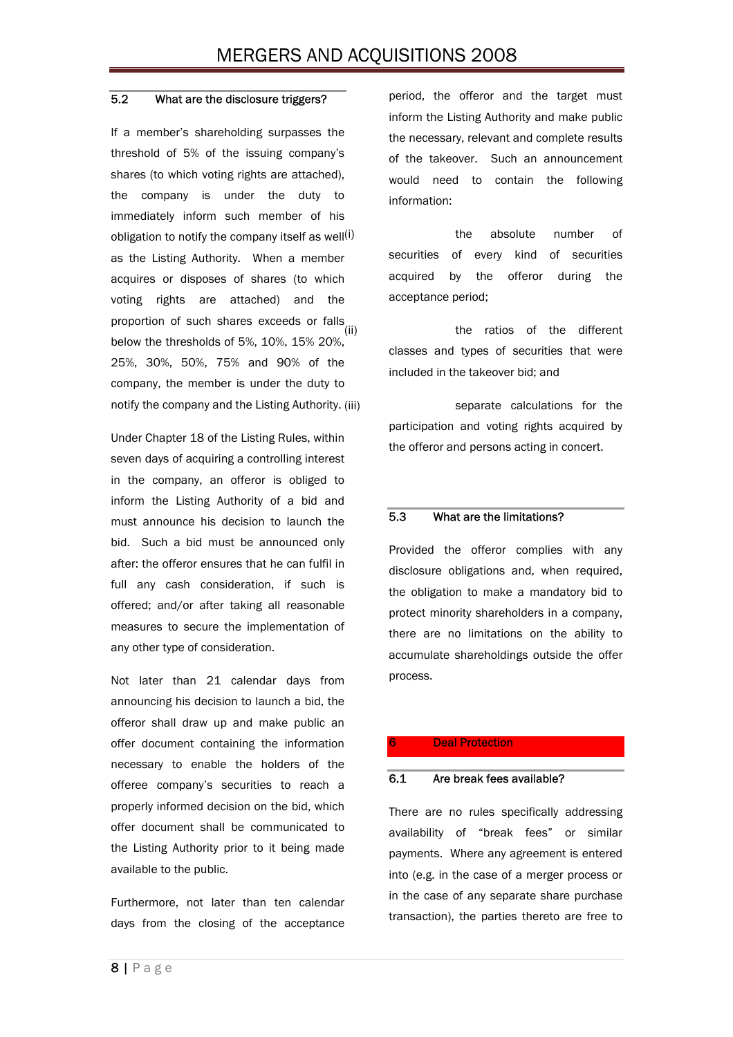### 5.2 What are the disclosure triggers?

If a member's shareholding surpasses the threshold of 5% of the issuing company's shares (to which voting rights are attached), the company is under the duty to immediately inform such member of his obligation to notify the company itself as well(i) as the Listing Authority. When a member acquires or disposes of shares (to which voting rights are attached) and the proportion of such shares exceeds or falls(ii) below the thresholds of 5%, 10%, 15% 20%, 25%, 30%, 50%, 75% and 90% of the company, the member is under the duty to notify the company and the Listing Authority. (iii)

Under Chapter 18 of the Listing Rules, within seven days of acquiring a controlling interest in the company, an offeror is obliged to inform the Listing Authority of a bid and must announce his decision to launch the bid. Such a bid must be announced only after: the offeror ensures that he can fulfil in full any cash consideration, if such is offered; and/or after taking all reasonable measures to secure the implementation of any other type of consideration.

Not later than 21 calendar days from announcing his decision to launch a bid, the offeror shall draw up and make public an offer document containing the information necessary to enable the holders of the offeree company's securities to reach a properly informed decision on the bid, which offer document shall be communicated to the Listing Authority prior to it being made available to the public.

Furthermore, not later than ten calendar days from the closing of the acceptance period, the offeror and the target must inform the Listing Authority and make public the necessary, relevant and complete results of the takeover. Such an announcement would need to contain the following information:

- the absolute number of securities of every kind of securities acquired by the offeror during the acceptance period;
- the ratios of the different classes and types of securities that were included in the takeover bid; and
- separate calculations for the participation and voting rights acquired by the offeror and persons acting in concert.

### 5.3 What are the limitations?

Provided the offeror complies with any disclosure obligations and, when required, the obligation to make a mandatory bid to protect minority shareholders in a company, there are no limitations on the ability to accumulate shareholdings outside the offer process.

## 6 Deal Protection

### 6.1 Are break fees available?

There are no rules specifically addressing availability of "break fees" or similar payments. Where any agreement is entered into (e.g. in the case of a merger process or in the case of any separate share purchase transaction), the parties thereto are free to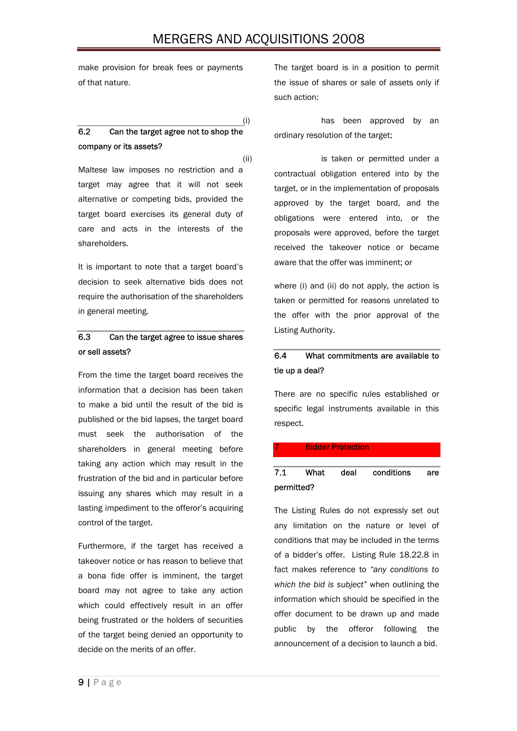make provision for break fees or payments of that nature.

### 6.2 Can the target agree not to shop the company or its assets?

Maltese law imposes no restriction and a target may agree that it will not seek alternative or competing bids, provided the target board exercises its general duty of care and acts in the interests of the shareholders.

It is important to note that a target board's decision to seek alternative bids does not require the authorisation of the shareholders in general meeting.

### 6.3 Can the target agree to issue shares or sell assets?

From the time the target board receives the information that a decision has been taken to make a bid until the result of the bid is published or the bid lapses, the target board must seek the authorisation of the shareholders in general meeting before taking any action which may result in the frustration of the bid and in particular before issuing any shares which may result in a lasting impediment to the offeror's acquiring control of the target.

Furthermore, if the target has received a takeover notice or has reason to believe that a bona fide offer is imminent, the target board may not agree to take any action which could effectively result in an offer being frustrated or the holders of securities of the target being denied an opportunity to decide on the merits of an offer.

The target board is in a position to permit the issue of shares or sale of assets only if such action:

(i) has been approved by an ordinary resolution of the target;

(ii) is taken or permitted under a contractual obligation entered into by the target, or in the implementation of proposals approved by the target board, and the obligations were entered into, or the proposals were approved, before the target received the takeover notice or became aware that the offer was imminent; or

where (i) and (ii) do not apply, the action is taken or permitted for reasons unrelated to the offer with the prior approval of the Listing Authority.

### 6.4 What commitments are available to tie up a deal?

There are no specific rules established or specific legal instruments available in this respect.

## 7 Bidder Protection

### 7.1 What deal conditions are permitted?

The Listing Rules do not expressly set out any limitation on the nature or level of conditions that may be included in the terms of a bidder's offer. Listing Rule 18.22.8 in fact makes reference to *"any conditions to which the bid is subject"* when outlining the information which should be specified in the offer document to be drawn up and made public by the offeror following the announcement of a decision to launch a bid.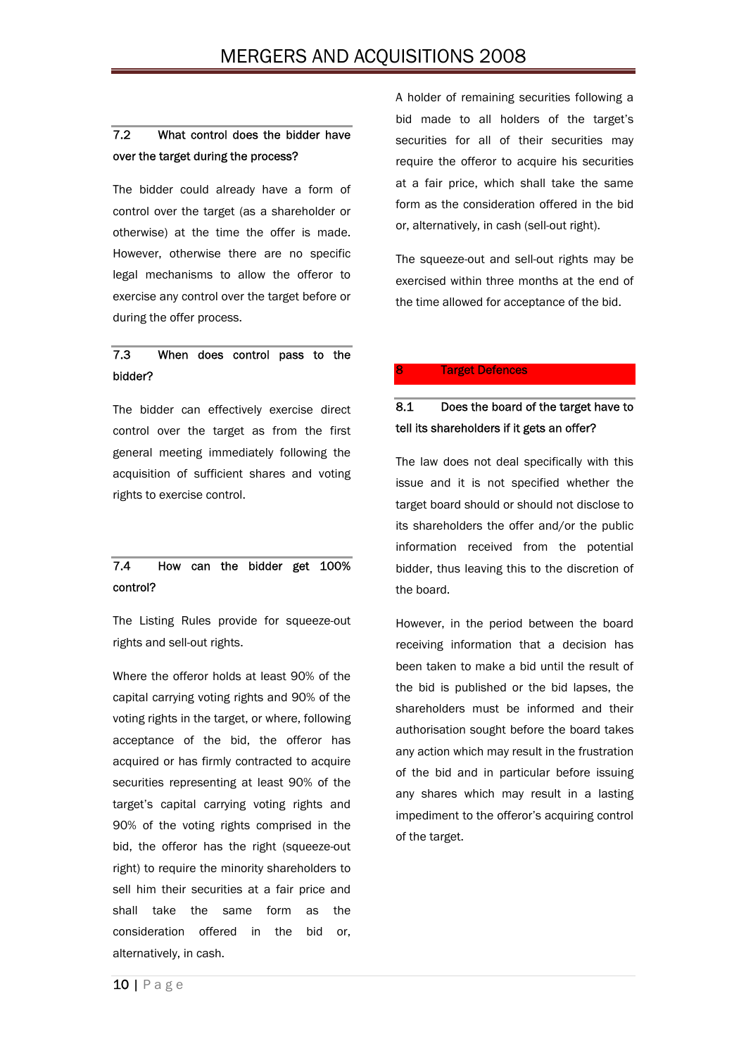### 7.2 What control does the bidder have over the target during the process?

The bidder could already have a form of control over the target (as a shareholder or otherwise) at the time the offer is made. However, otherwise there are no specific legal mechanisms to allow the offeror to exercise any control over the target before or during the offer process.

### 7.3 When does control pass to the bidder?

The bidder can effectively exercise direct control over the target as from the first general meeting immediately following the acquisition of sufficient shares and voting rights to exercise control.

### 7.4 How can the bidder get 100% control?

The Listing Rules provide for squeeze-out rights and sell-out rights.

Where the offeror holds at least 90% of the capital carrying voting rights and 90% of the voting rights in the target, or where, following acceptance of the bid, the offeror has acquired or has firmly contracted to acquire securities representing at least 90% of the target's capital carrying voting rights and 90% of the voting rights comprised in the bid, the offeror has the right (squeeze-out right) to require the minority shareholders to sell him their securities at a fair price and shall take the same form as the consideration offered in the bid or, alternatively, in cash.

A holder of remaining securities following a bid made to all holders of the target's securities for all of their securities may require the offeror to acquire his securities at a fair price, which shall take the same form as the consideration offered in the bid or, alternatively, in cash (sell-out right).

The squeeze-out and sell-out rights may be exercised within three months at the end of the time allowed for acceptance of the bid.

## 8 Target Defences

### 8.1 Does the board of the target have to tell its shareholders if it gets an offer?

The law does not deal specifically with this issue and it is not specified whether the target board should or should not disclose to its shareholders the offer and/or the public information received from the potential bidder, thus leaving this to the discretion of the board.

However, in the period between the board receiving information that a decision has been taken to make a bid until the result of the bid is published or the bid lapses, the shareholders must be informed and their authorisation sought before the board takes any action which may result in the frustration of the bid and in particular before issuing any shares which may result in a lasting impediment to the offeror's acquiring control of the target.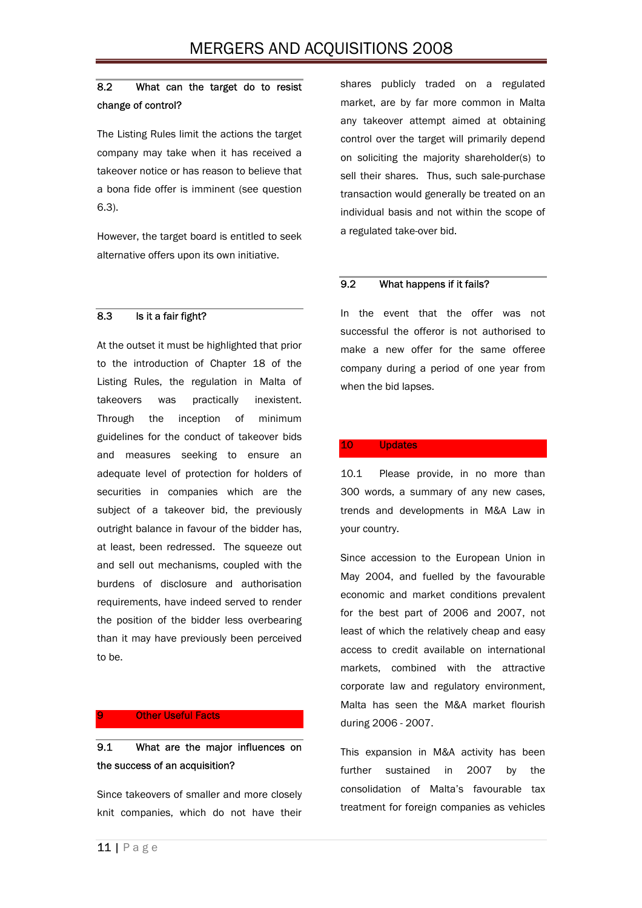### 8.2 What can the target do to resist change of control?

The Listing Rules limit the actions the target company may take when it has received a takeover notice or has reason to believe that a bona fide offer is imminent (see question 6.3).

However, the target board is entitled to seek alternative offers upon its own initiative.

### 8.3 Is it a fair fight?

At the outset it must be highlighted that prior to the introduction of Chapter 18 of the Listing Rules, the regulation in Malta of takeovers was practically inexistent. Through the inception of minimum guidelines for the conduct of takeover bids and measures seeking to ensure an adequate level of protection for holders of securities in companies which are the subject of a takeover bid, the previously outright balance in favour of the bidder has, at least, been redressed. The squeeze out and sell out mechanisms, coupled with the burdens of disclosure and authorisation requirements, have indeed served to render the position of the bidder less overbearing than it may have previously been perceived to be.

## 9 Other Useful Facts

### 9.1 What are the major influences on the success of an acquisition?

Since takeovers of smaller and more closely knit companies, which do not have their shares publicly traded on a regulated market, are by far more common in Malta any takeover attempt aimed at obtaining control over the target will primarily depend on soliciting the majority shareholder(s) to sell their shares. Thus, such sale-purchase transaction would generally be treated on an individual basis and not within the scope of a regulated take-over bid.

### 9.2 What happens if it fails?

In the event that the offer was not successful the offeror is not authorised to make a new offer for the same offeree company during a period of one year from when the bid lapses.

## 10 Updates

10.1 Please provide, in no more than 300 words, a summary of any new cases, trends and developments in M&A Law in your country.

Since accession to the European Union in May 2004, and fuelled by the favourable economic and market conditions prevalent for the best part of 2006 and 2007, not least of which the relatively cheap and easy access to credit available on international markets, combined with the attractive corporate law and regulatory environment, Malta has seen the M&A market flourish during 2006 - 2007.

This expansion in M&A activity has been further sustained in 2007 by the consolidation of Malta's favourable tax treatment for foreign companies as vehicles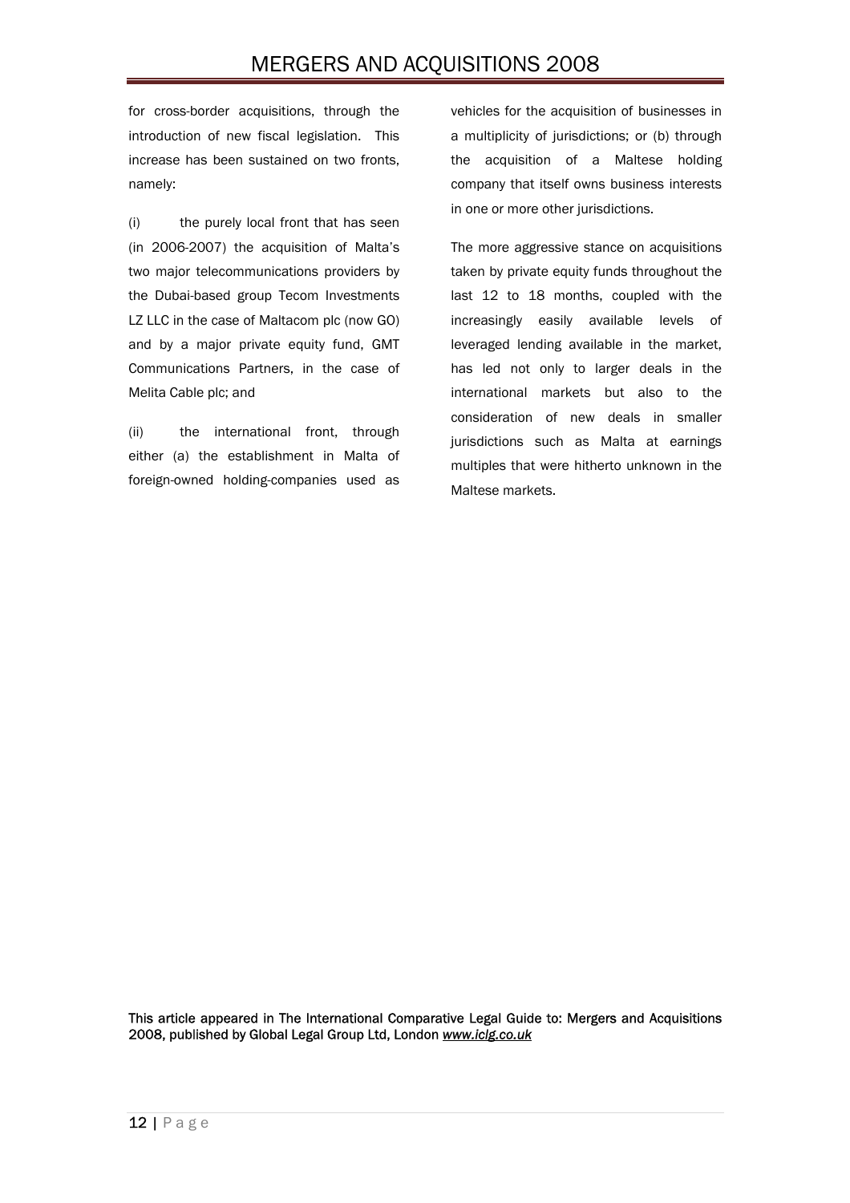for cross-border acquisitions, through the introduction of new fiscal legislation. This increase has been sustained on two fronts, namely:

(i) the purely local front that has seen (in 2006-2007) the acquisition of Malta's two major telecommunications providers by the Dubai-based group Tecom Investments LZ LLC in the case of Maltacom plc (now GO) and by a major private equity fund, GMT Communications Partners, in the case of Melita Cable plc; and

(ii) the international front, through either (a) the establishment in Malta of foreign-owned holding-companies used as vehicles for the acquisition of businesses in a multiplicity of jurisdictions; or (b) through the acquisition of a Maltese holding company that itself owns business interests in one or more other jurisdictions.

The more aggressive stance on acquisitions taken by private equity funds throughout the last 12 to 18 months, coupled with the increasingly easily available levels of leveraged lending available in the market, has led not only to larger deals in the international markets but also to the consideration of new deals in smaller jurisdictions such as Malta at earnings multiples that were hitherto unknown in the Maltese markets.

This article appeared in The International Comparative Legal Guide to: Mergers and Acquisitions 2008, published by Global Legal Group Ltd, London *www.iclg.co.uk*